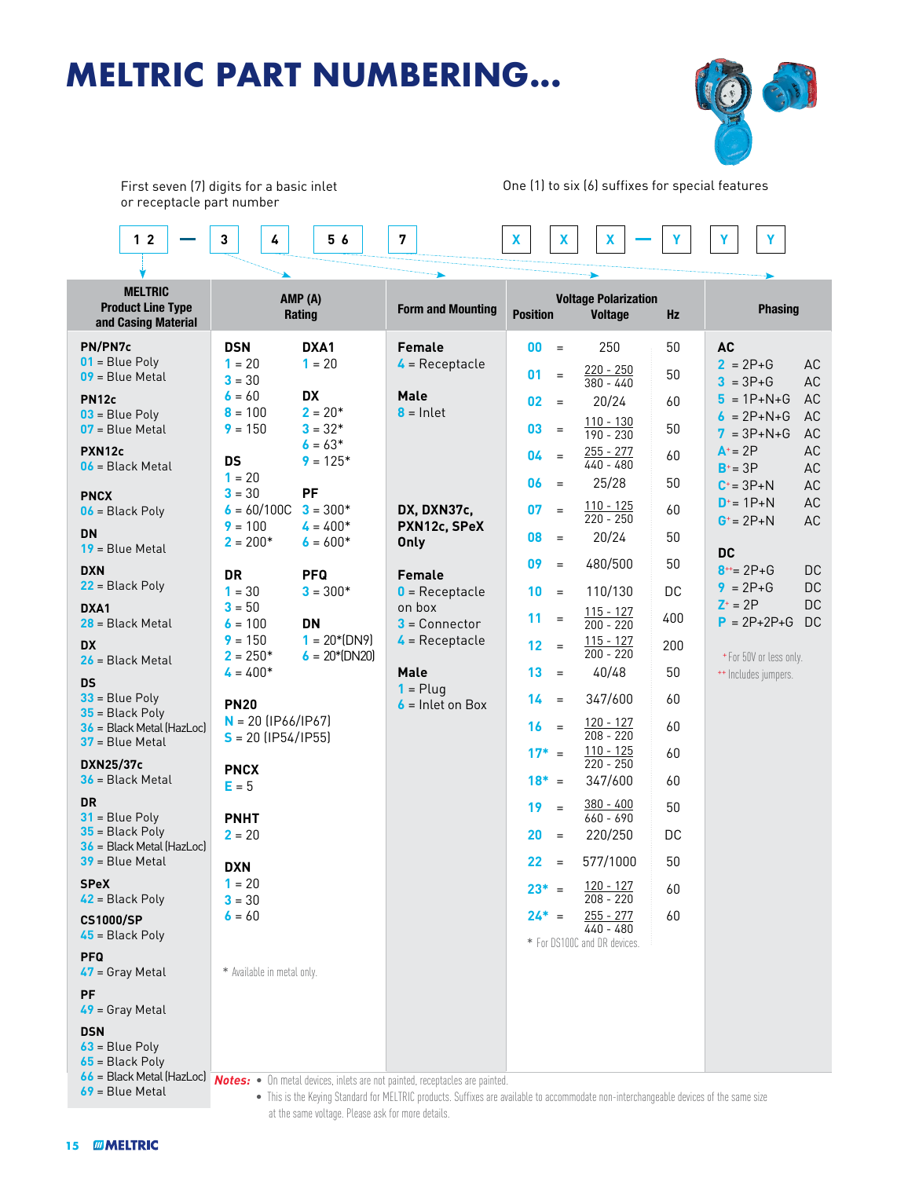# MELTRIC PART NUMBERING...

First seven (7) digits for a basic inlet or receptacle part number

One (1) to six (6) suffixes for special features

**1 2 — 3 4 5 6 7 X X X — Y Y Y**

## MELTRIC Product Line Type and Casing Material

**PN/PN7c**
- 01 = Blue Poly
- 09 = Blue Metal

**PN12c**
- 03 = Blue Poly
- 07 = Blue Metal

**PXN12c**
- 06 = Black Metal

**PNCX**
- 06 = Black Poly

**DN**
- 19 = Blue Metal

**DXN**
- 22 = Black Poly

**DXA1**
- 28 = Black Metal

**DX**
- 26 = Black Metal

**DS**
- 33 = Blue Poly
- 35 = Black Poly
- 36 = Black Metal (HazLoc)
- 37 = Blue Metal

**DXN25/37c**
- 36 = Black Metal

**DR**
- 31 = Blue Poly
- 35 = Black Poly
- 36 = Black Metal (HazLoc)
- 39 = Blue Metal

**SPeX**
- 42 = Black Poly

**CS1000/SP**
- 45 = Black Poly

**PFQ**
- 47 = Gray Metal

**PF**
- 49 = Gray Metal

**DSN**
- 63 = Blue Poly
- 65 = Black Poly
- 66 = Black Metal (HazLoc)
- 69 = Blue Metal

## AMP (A) Rating

**DSN**
- 1 = 20
- 3 = 30
- 6 = 60
- 8 = 100
- 9 = 150

**DXA1**
- 1 = 20

**DX**
- 2 = 20*
- 3 = 32*
- 6 = 63*
- 9 = 125*

**DS**
- 1 = 20
- 3 = 30
- 6 = 60/100C
- 9 = 100
- 2 = 200*

**PF**
- 3 = 300*
- 4 = 400*
- 6 = 600*

**DR**
- 1 = 30
- 3 = 50
- 6 = 100
- 9 = 150
- 2 = 250*
- 4 = 400*

**PFQ**
- 3 = 300*

**DN**
- 1 = 20*(DN9)
- 6 = 20*(DN20)

**PN20**
- N = 20 (IP66/IP67)
- S = 20 (IP54/IP55)

**PNCX**
- E = 5

**PNHT**
- 2 = 20

**DXN**
- 1 = 20
- 3 = 30
- 6 = 60

\* Available in metal only.

## Form and Mounting

**Female**
- 4 = Receptacle

**Male**
- 8 = Inlet

**DX, DXN37c, PXN12c, SPeX Only**

**Female**
- 0 = Receptacle on box
- 3 = Connector
- 4 = Receptacle

**Male**
- 1 = Plug
- 6 = Inlet on Box

## Voltage Polarization

| Position | | Voltage | Hz |
|---|---|---|---|
| 00 | = | 250 | 50 |
| 01 | = | 220 - 250 / 380 - 440 | 50 |
| 02 | = | 20/24 | 60 |
| 03 | = | 110 - 130 / 190 - 230 | 50 |
| 04 | = | 255 - 277 / 440 - 480 | 60 |
| 06 | = | 25/28 | 50 |
| 07 | = | 110 - 125 / 220 - 250 | 60 |
| 08 | = | 20/24 | 50 |
| 09 | = | 480/500 | 50 |
| 10 | = | 110/130 | DC |
| 11 | = | 115 - 127 / 200 - 220 | 400 |
| 12 | = | 115 - 127 / 200 - 220 | 200 |
| 13 | = | 40/48 | 50 |
| 14 | = | 347/600 | 60 |
| 16 | = | 120 - 127 / 208 - 220 | 60 |
| 17* | = | 110 - 125 / 220 - 250 | 60 |
| 18* | = | 347/600 | 60 |
| 19 | = | 380 - 400 / 660 - 690 | 50 |
| 20 | = | 220/250 | DC |
| 22 | = | 577/1000 | 50 |
| 23* | = | 120 - 127 / 208 - 220 | 60 |
| 24* | = | 255 - 277 / 440 - 480 | 60 |

\* For DS100C and DR devices.

## Phasing

**AC**

| Code | Phasing | Type |
|---|---|---|
| 2 | = 2P+G | AC |
| 3 | = 3P+G | AC |
| 5 | = 1P+N+G | AC |
| 6 | = 2P+N+G | AC |
| 7 | = 3P+N+G | AC |
| A+ | = 2P | AC |
| B+ | = 3P | AC |
| C+ | = 3P+N | AC |
| D+ | = 1P+N | AC |
| G+ | = 2P+N | AC |

**DC**

| Code | Phasing | Type |
|---|---|---|
| 8++ | = 2P+G | DC |
| 9 | = 2P+G | DC |
| Z+ | = 2P | DC |
| P | = 2P+2P+G | DC |

+ For 50V or less only.
++ Includes jumpers.

**Notes:**
- On metal devices, inlets are not painted, receptacles are painted.
- This is the Keying Standard for MELTRIC products. Suffixes are available to accommodate non-interchangeable devices of the same size at the same voltage. Please ask for more details.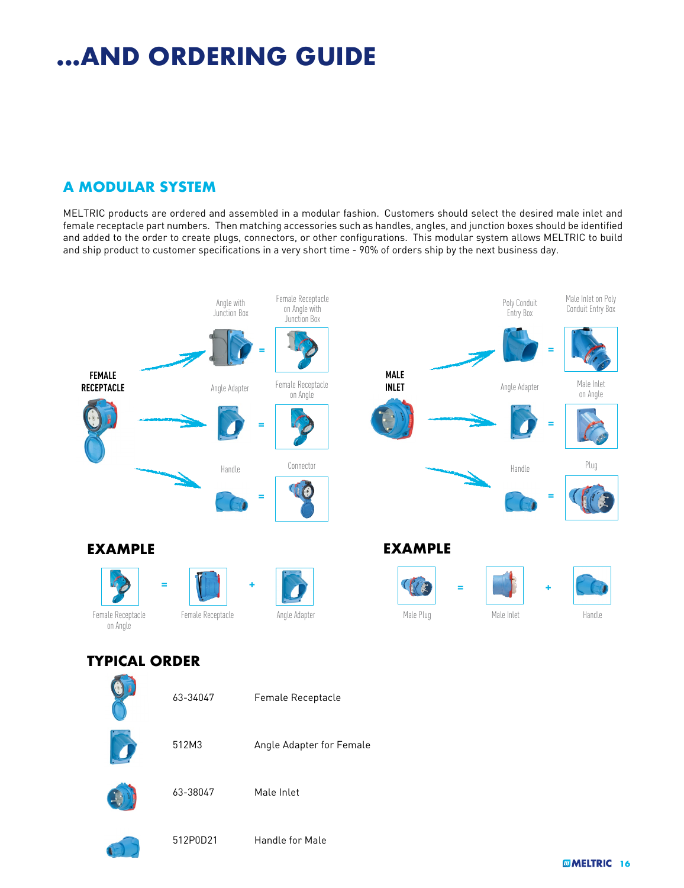# ...AND ORDERING GUIDE

## A MODULAR SYSTEM

MELTRIC products are ordered and assembled in a modular fashion. Customers should select the desired male inlet and female receptacle part numbers. Then matching accessories such as handles, angles, and junction boxes should be identified and added to the order to create plugs, connectors, or other configurations. This modular system allows MELTRIC to build and ship product to customer specifications in a very short time - 90% of orders ship by the next business day.

**FEMALE RECEPTACLE**

Angle with Junction Box = Female Receptacle on Angle with Junction Box

Angle Adapter = Female Receptacle on Angle

Handle = Connector

**MALE INLET**

Poly Conduit Entry Box = Male Inlet on Poly Conduit Entry Box

Angle Adapter = Male Inlet on Angle

Handle = Plug

### EXAMPLE

Female Receptacle on Angle = Female Receptacle + Angle Adapter

### EXAMPLE

Male Plug = Male Inlet + Handle

### TYPICAL ORDER

| | | |
|---|---|---|
| 63-34047 | Female Receptacle |
| 512M3 | Angle Adapter for Female |
| 63-38047 | Male Inlet |
| 512P0D21 | Handle for Male |